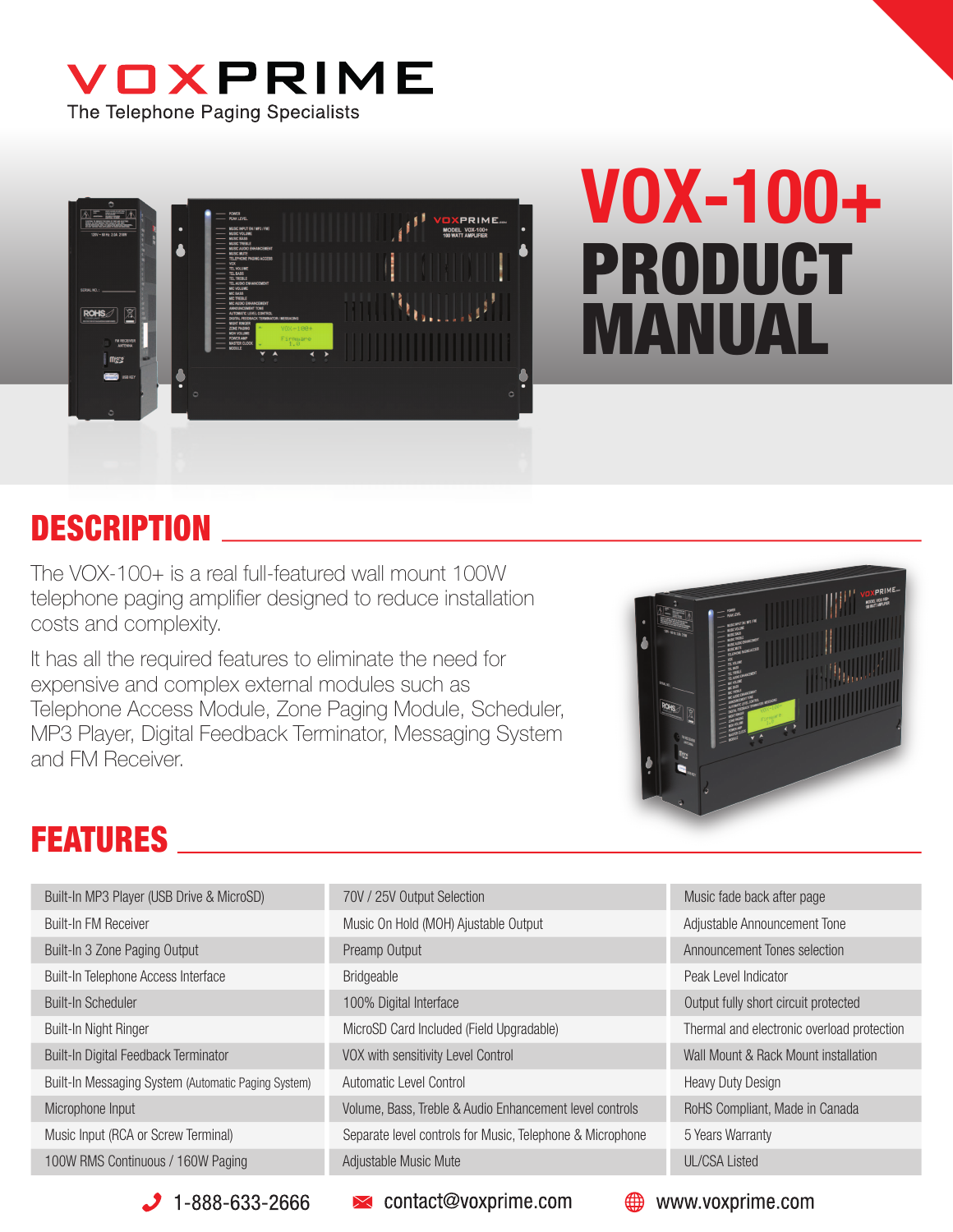# VOXPRIME

The Telephone Paging Specialists

# VOX-100+ PRODUCT MANUAL

## DESCRIPTION

The VOX-100+ is a real full-featured wall mount 100W telephone paging amplifier designed to reduce installation costs and complexity.

It has all the required features to eliminate the need for expensive and complex external modules such as Telephone Access Module, Zone Paging Module, Scheduler, MP3 Player, Digital Feedback Terminator, Messaging System and FM Receiver.

## FEATURES

| | | |
|---|---|---|
| Built-In MP3 Player (USB Drive & MicroSD) | 70V / 25V Output Selection | Music fade back after page |
| Built-In FM Receiver | Music On Hold (MOH) Ajustable Output | Adjustable Announcement Tone |
| Built-In 3 Zone Paging Output | Preamp Output | Announcement Tones selection |
| Built-In Telephone Access Interface | Bridgeable | Peak Level Indicator |
| Built-In Scheduler | 100% Digital Interface | Output fully short circuit protected |
| Built-In Night Ringer | MicroSD Card Included (Field Upgradable) | Thermal and electronic overload protection |
| Built-In Digital Feedback Terminator | VOX with sensitivity Level Control | Wall Mount & Rack Mount installation |
| Built-In Messaging System (Automatic Paging System) | Automatic Level Control | Heavy Duty Design |
| Microphone Input | Volume, Bass, Treble & Audio Enhancement level controls | RoHS Compliant, Made in Canada |
| Music Input (RCA or Screw Terminal) | Separate level controls for Music, Telephone & Microphone | 5 Years Warranty |
| 100W RMS Continuous / 160W Paging | Adjustable Music Mute | UL/CSA Listed |

1-888-633-2666 | contact@voxprime.com | www.voxprime.com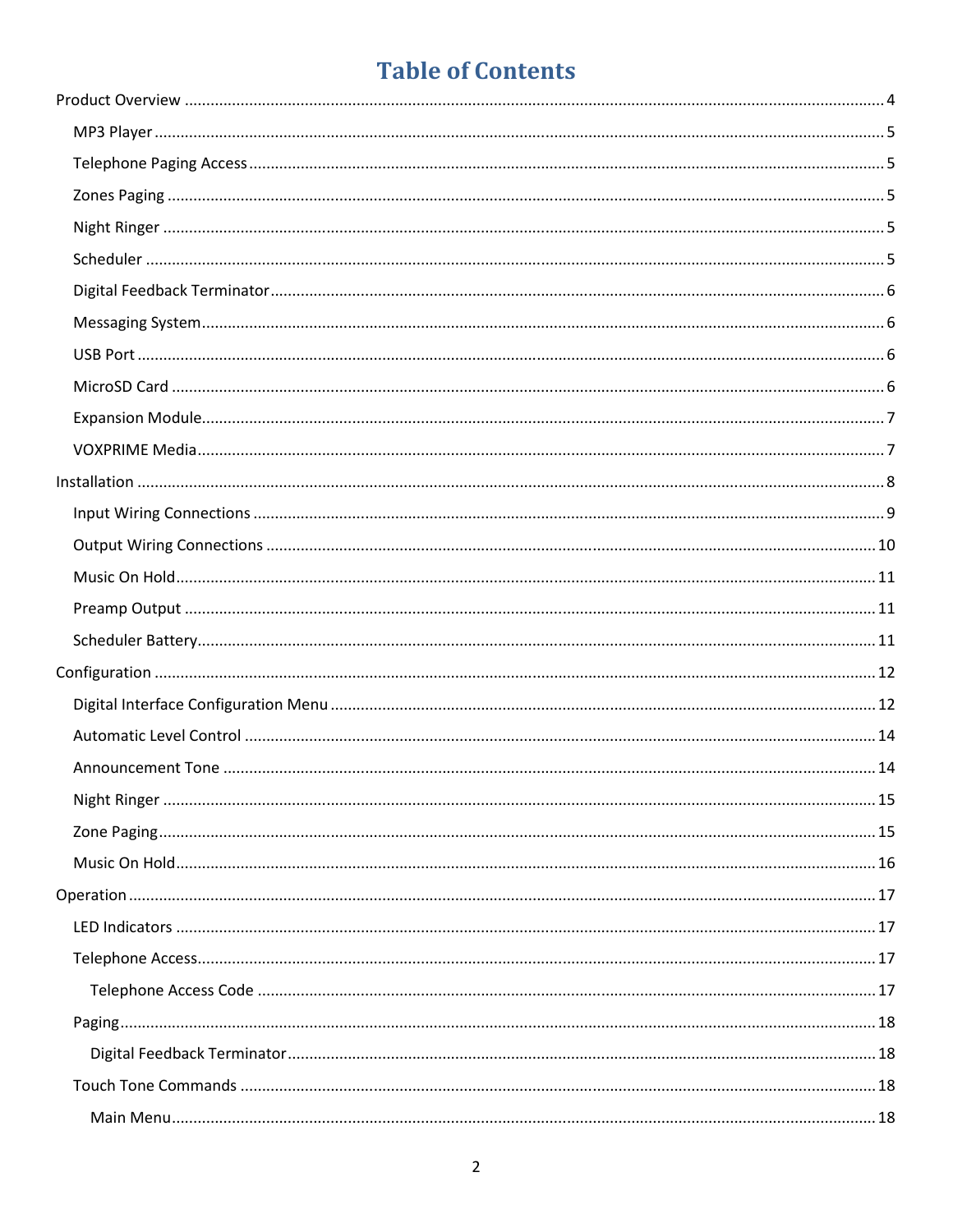# Table of Contents

Product Overview ........ 4

- MP3 Player ........ 5
- Telephone Paging Access ........ 5
- Zones Paging ........ 5
- Night Ringer ........ 5
- Scheduler ........ 5
- Digital Feedback Terminator ........ 6
- Messaging System ........ 6
- USB Port ........ 6
- MicroSD Card ........ 6
- Expansion Module ........ 7
- VOXPRIME Media ........ 7

Installation ........ 8

- Input Wiring Connections ........ 9
- Output Wiring Connections ........ 10
- Music On Hold ........ 11
- Preamp Output ........ 11
- Scheduler Battery ........ 11

Configuration ........ 12

- Digital Interface Configuration Menu ........ 12
- Automatic Level Control ........ 14
- Announcement Tone ........ 14
- Night Ringer ........ 15
- Zone Paging ........ 15
- Music On Hold ........ 16

Operation ........ 17

- LED Indicators ........ 17
- Telephone Access ........ 17
  - Telephone Access Code ........ 17
- Paging ........ 18
  - Digital Feedback Terminator ........ 18
- Touch Tone Commands ........ 18
  - Main Menu ........ 18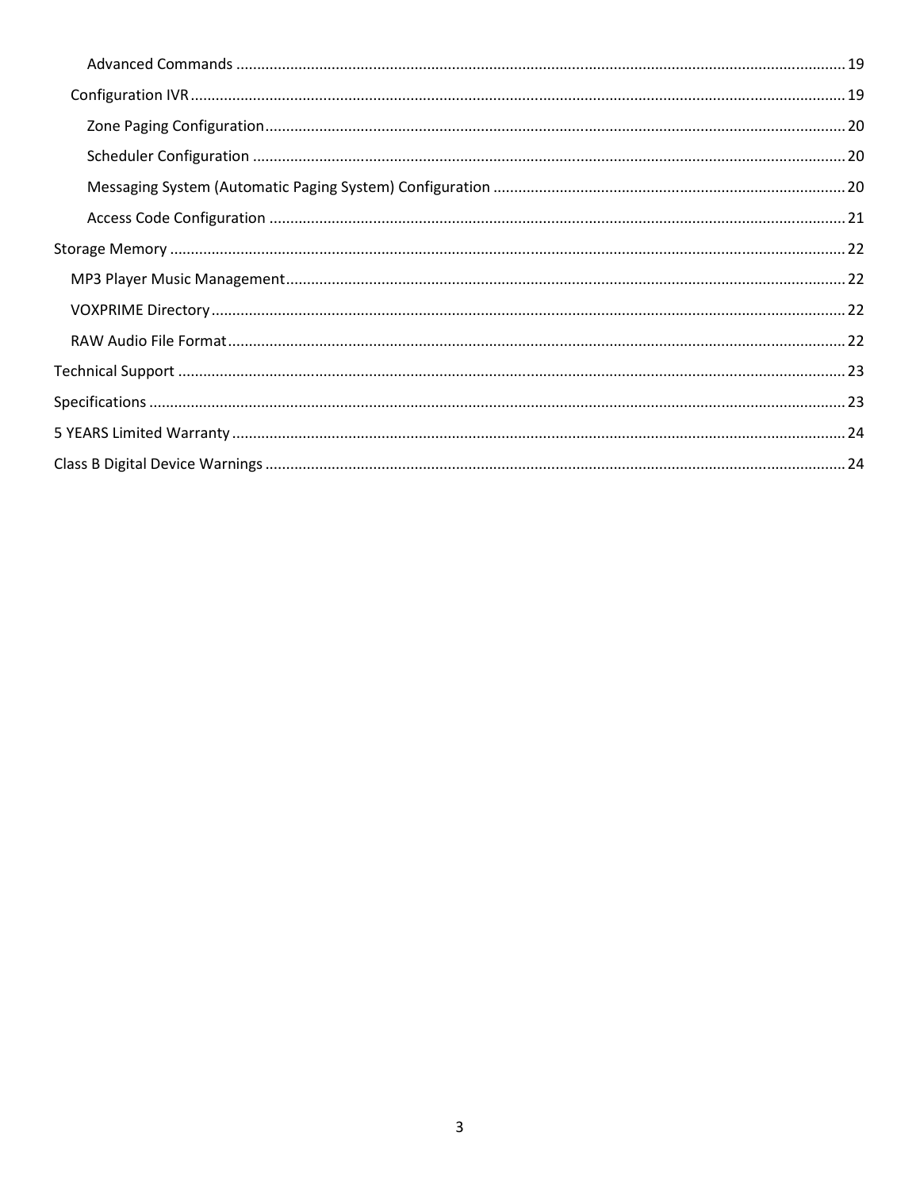- Advanced Commands .......... 19
- Configuration IVR .......... 19
  - Zone Paging Configuration .......... 20
  - Scheduler Configuration .......... 20
  - Messaging System (Automatic Paging System) Configuration .......... 20
  - Access Code Configuration .......... 21
- Storage Memory .......... 22
  - MP3 Player Music Management .......... 22
  - VOXPRIME Directory .......... 22
  - RAW Audio File Format .......... 22
- Technical Support .......... 23
- Specifications .......... 23
- 5 YEARS Limited Warranty .......... 24
- Class B Digital Device Warnings .......... 24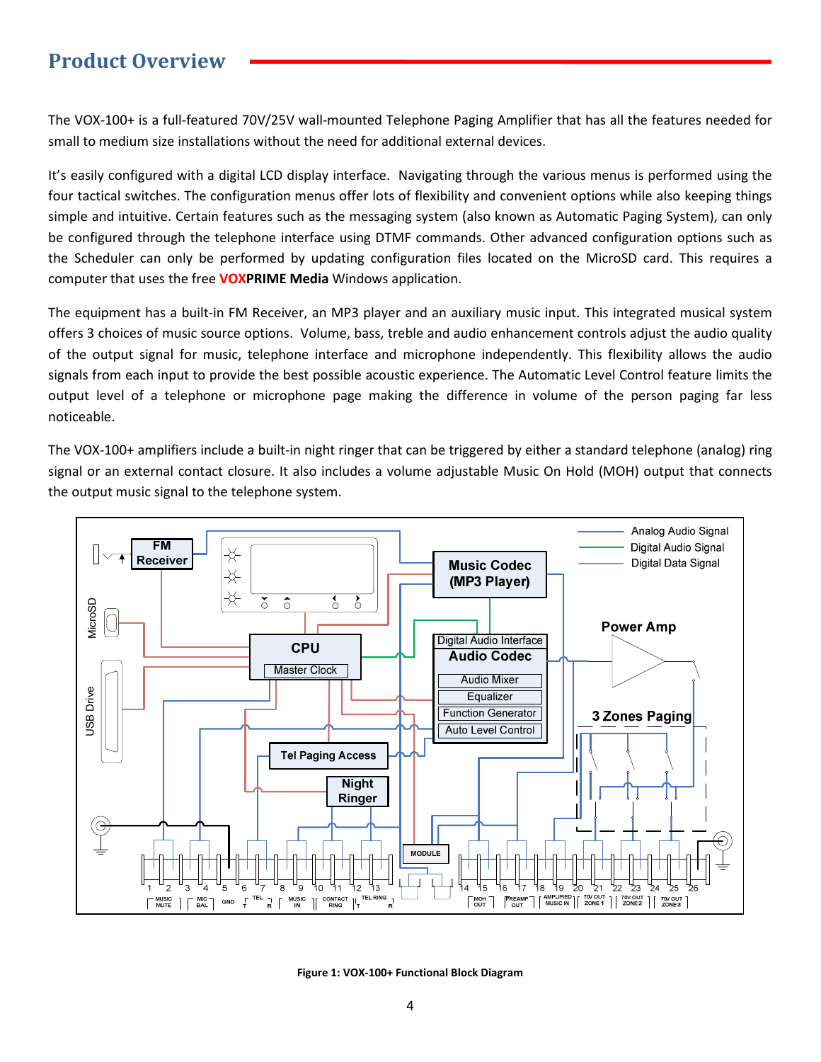## Product Overview

The VOX-100+ is a full-featured 70V/25V wall-mounted Telephone Paging Amplifier that has all the features needed for small to medium size installations without the need for additional external devices.

It's easily configured with a digital LCD display interface. Navigating through the various menus is performed using the four tactical switches. The configuration menus offer lots of flexibility and convenient options while also keeping things simple and intuitive. Certain features such as the messaging system (also known as Automatic Paging System), can only be configured through the telephone interface using DTMF commands. Other advanced configuration options such as the Scheduler can only be performed by updating configuration files located on the MicroSD card. This requires a computer that uses the free **VOXPRIME Media** Windows application.

The equipment has a built-in FM Receiver, an MP3 player and an auxiliary music input. This integrated musical system offers 3 choices of music source options. Volume, bass, treble and audio enhancement controls adjust the audio quality of the output signal for music, telephone interface and microphone independently. This flexibility allows the audio signals from each input to provide the best possible acoustic experience. The Automatic Level Control feature limits the output level of a telephone or microphone page making the difference in volume of the person paging far less noticeable.

The VOX-100+ amplifiers include a built-in night ringer that can be triggered by either a standard telephone (analog) ring signal or an external contact closure. It also includes a volume adjustable Music On Hold (MOH) output that connects the output music signal to the telephone system.

**Figure 1: VOX-100+ Functional Block Diagram**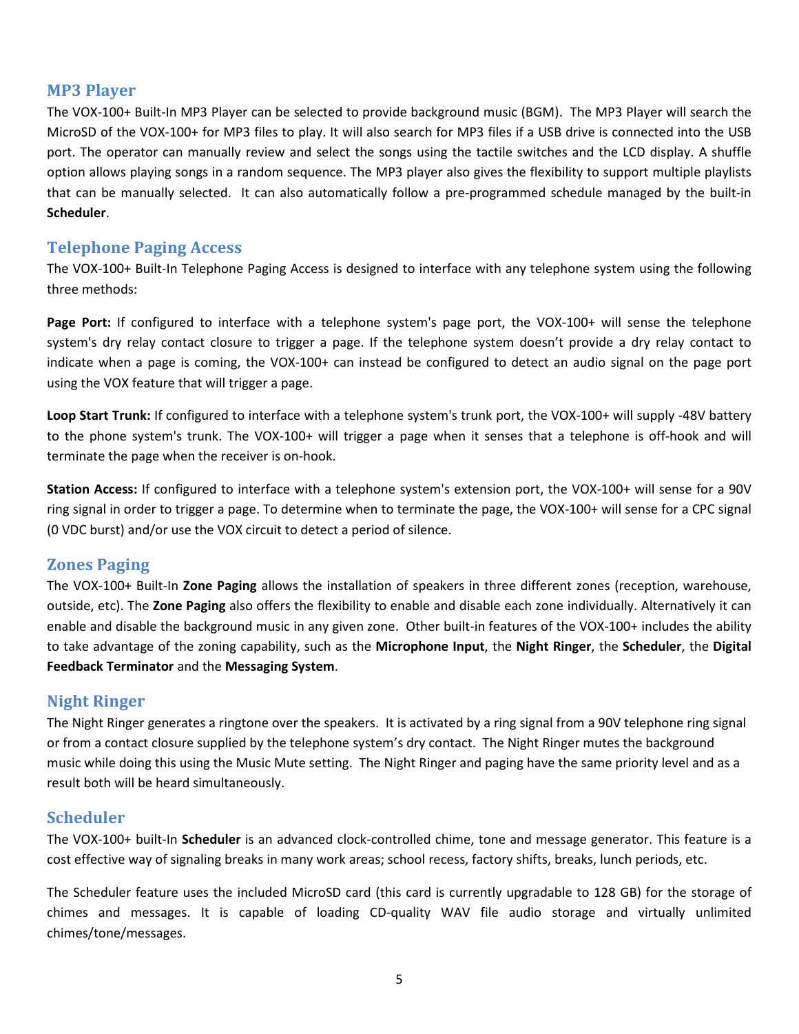## MP3 Player

The VOX-100+ Built-In MP3 Player can be selected to provide background music (BGM). The MP3 Player will search the MicroSD of the VOX-100+ for MP3 files to play. It will also search for MP3 files if a USB drive is connected into the USB port. The operator can manually review and select the songs using the tactile switches and the LCD display. A shuffle option allows playing songs in a random sequence. The MP3 player also gives the flexibility to support multiple playlists that can be manually selected. It can also automatically follow a pre-programmed schedule managed by the built-in **Scheduler**.

## Telephone Paging Access

The VOX-100+ Built-In Telephone Paging Access is designed to interface with any telephone system using the following three methods:

**Page Port:** If configured to interface with a telephone system's page port, the VOX-100+ will sense the telephone system's dry relay contact closure to trigger a page. If the telephone system doesn't provide a dry relay contact to indicate when a page is coming, the VOX-100+ can instead be configured to detect an audio signal on the page port using the VOX feature that will trigger a page.

**Loop Start Trunk:** If configured to interface with a telephone system's trunk port, the VOX-100+ will supply -48V battery to the phone system's trunk. The VOX-100+ will trigger a page when it senses that a telephone is off-hook and will terminate the page when the receiver is on-hook.

**Station Access:** If configured to interface with a telephone system's extension port, the VOX-100+ will sense for a 90V ring signal in order to trigger a page. To determine when to terminate the page, the VOX-100+ will sense for a CPC signal (0 VDC burst) and/or use the VOX circuit to detect a period of silence.

## Zones Paging

The VOX-100+ Built-In **Zone Paging** allows the installation of speakers in three different zones (reception, warehouse, outside, etc). The **Zone Paging** also offers the flexibility to enable and disable each zone individually. Alternatively it can enable and disable the background music in any given zone. Other built-in features of the VOX-100+ includes the ability to take advantage of the zoning capability, such as the **Microphone Input**, the **Night Ringer**, the **Scheduler**, the **Digital Feedback Terminator** and the **Messaging System**.

## Night Ringer

The Night Ringer generates a ringtone over the speakers. It is activated by a ring signal from a 90V telephone ring signal or from a contact closure supplied by the telephone system's dry contact. The Night Ringer mutes the background music while doing this using the Music Mute setting. The Night Ringer and paging have the same priority level and as a result both will be heard simultaneously.

## Scheduler

The VOX-100+ built-In **Scheduler** is an advanced clock-controlled chime, tone and message generator. This feature is a cost effective way of signaling breaks in many work areas; school recess, factory shifts, breaks, lunch periods, etc.

The Scheduler feature uses the included MicroSD card (this card is currently upgradable to 128 GB) for the storage of chimes and messages. It is capable of loading CD-quality WAV file audio storage and virtually unlimited chimes/tone/messages.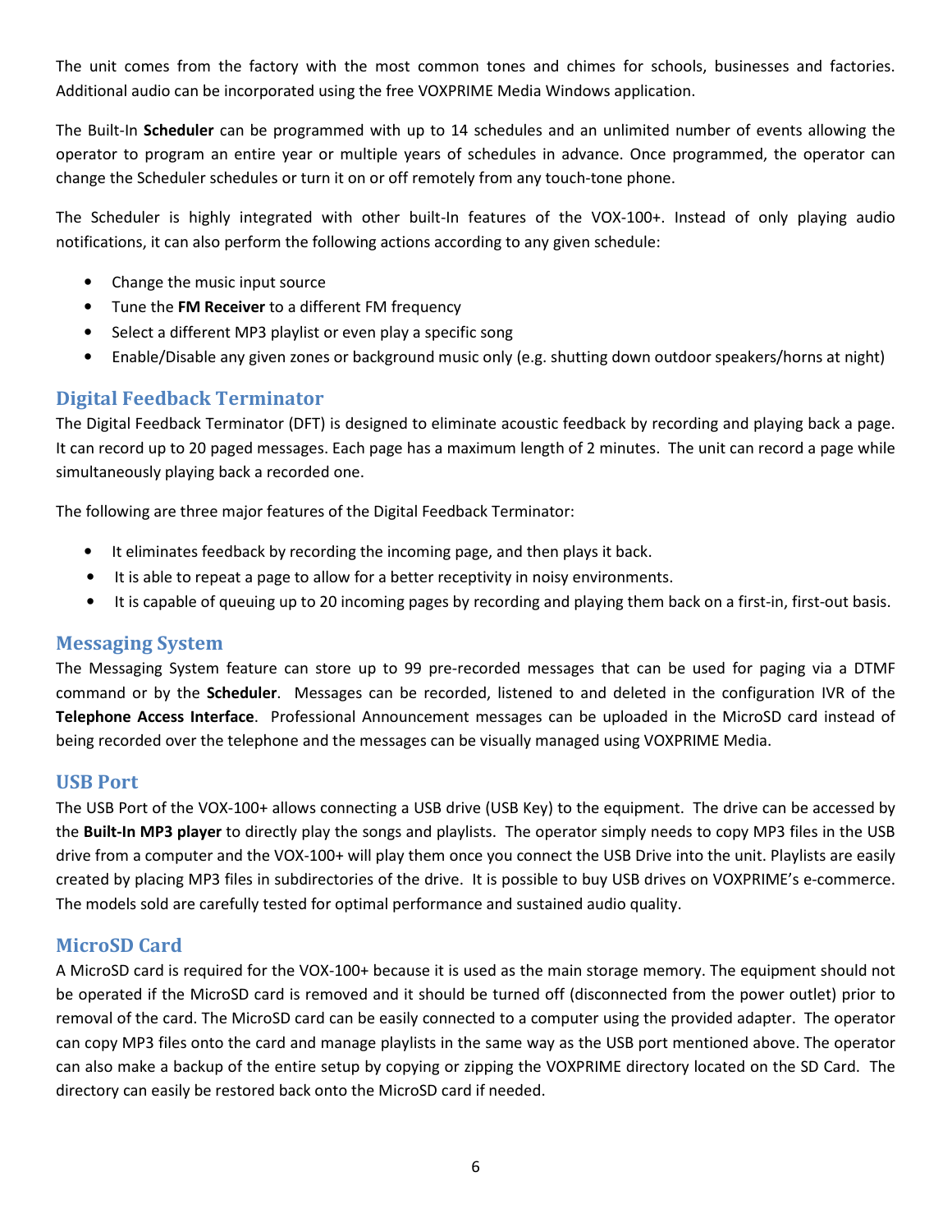The unit comes from the factory with the most common tones and chimes for schools, businesses and factories. Additional audio can be incorporated using the free VOXPRIME Media Windows application.

The Built-In **Scheduler** can be programmed with up to 14 schedules and an unlimited number of events allowing the operator to program an entire year or multiple years of schedules in advance. Once programmed, the operator can change the Scheduler schedules or turn it on or off remotely from any touch-tone phone.

The Scheduler is highly integrated with other built-In features of the VOX-100+. Instead of only playing audio notifications, it can also perform the following actions according to any given schedule:

- Change the music input source
- Tune the **FM Receiver** to a different FM frequency
- Select a different MP3 playlist or even play a specific song
- Enable/Disable any given zones or background music only (e.g. shutting down outdoor speakers/horns at night)

## Digital Feedback Terminator

The Digital Feedback Terminator (DFT) is designed to eliminate acoustic feedback by recording and playing back a page. It can record up to 20 paged messages. Each page has a maximum length of 2 minutes. The unit can record a page while simultaneously playing back a recorded one.

The following are three major features of the Digital Feedback Terminator:

- It eliminates feedback by recording the incoming page, and then plays it back.
- It is able to repeat a page to allow for a better receptivity in noisy environments.
- It is capable of queuing up to 20 incoming pages by recording and playing them back on a first-in, first-out basis.

## Messaging System

The Messaging System feature can store up to 99 pre-recorded messages that can be used for paging via a DTMF command or by the **Scheduler**. Messages can be recorded, listened to and deleted in the configuration IVR of the **Telephone Access Interface**. Professional Announcement messages can be uploaded in the MicroSD card instead of being recorded over the telephone and the messages can be visually managed using VOXPRIME Media.

## USB Port

The USB Port of the VOX-100+ allows connecting a USB drive (USB Key) to the equipment. The drive can be accessed by the **Built-In MP3 player** to directly play the songs and playlists. The operator simply needs to copy MP3 files in the USB drive from a computer and the VOX-100+ will play them once you connect the USB Drive into the unit. Playlists are easily created by placing MP3 files in subdirectories of the drive. It is possible to buy USB drives on VOXPRIME's e-commerce. The models sold are carefully tested for optimal performance and sustained audio quality.

## MicroSD Card

A MicroSD card is required for the VOX-100+ because it is used as the main storage memory. The equipment should not be operated if the MicroSD card is removed and it should be turned off (disconnected from the power outlet) prior to removal of the card. The MicroSD card can be easily connected to a computer using the provided adapter. The operator can copy MP3 files onto the card and manage playlists in the same way as the USB port mentioned above. The operator can also make a backup of the entire setup by copying or zipping the VOXPRIME directory located on the SD Card. The directory can easily be restored back onto the MicroSD card if needed.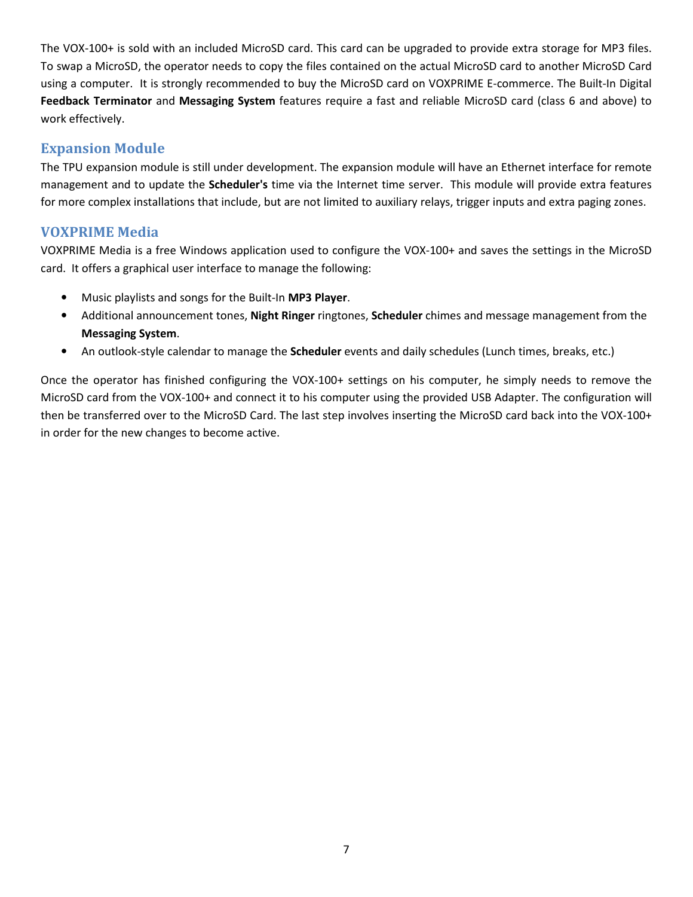The VOX-100+ is sold with an included MicroSD card. This card can be upgraded to provide extra storage for MP3 files. To swap a MicroSD, the operator needs to copy the files contained on the actual MicroSD card to another MicroSD Card using a computer. It is strongly recommended to buy the MicroSD card on VOXPRIME E-commerce. The Built-In Digital **Feedback Terminator** and **Messaging System** features require a fast and reliable MicroSD card (class 6 and above) to work effectively.

## Expansion Module

The TPU expansion module is still under development. The expansion module will have an Ethernet interface for remote management and to update the **Scheduler's** time via the Internet time server. This module will provide extra features for more complex installations that include, but are not limited to auxiliary relays, trigger inputs and extra paging zones.

## VOXPRIME Media

VOXPRIME Media is a free Windows application used to configure the VOX-100+ and saves the settings in the MicroSD card. It offers a graphical user interface to manage the following:

- Music playlists and songs for the Built-In **MP3 Player**.
- Additional announcement tones, **Night Ringer** ringtones, **Scheduler** chimes and message management from the **Messaging System**.
- An outlook-style calendar to manage the **Scheduler** events and daily schedules (Lunch times, breaks, etc.)

Once the operator has finished configuring the VOX-100+ settings on his computer, he simply needs to remove the MicroSD card from the VOX-100+ and connect it to his computer using the provided USB Adapter. The configuration will then be transferred over to the MicroSD Card. The last step involves inserting the MicroSD card back into the VOX-100+ in order for the new changes to become active.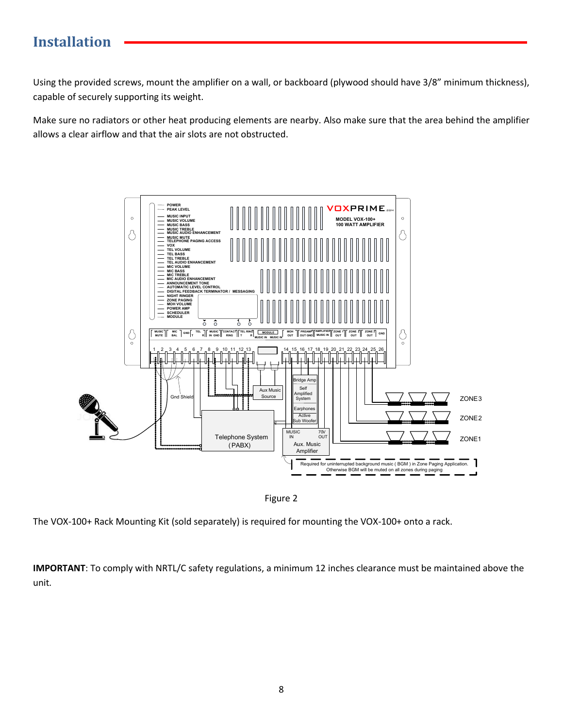# Installation

Using the provided screws, mount the amplifier on a wall, or backboard (plywood should have 3/8" minimum thickness), capable of securely supporting its weight.

Make sure no radiators or other heat producing elements are nearby. Also make sure that the area behind the amplifier allows a clear airflow and that the air slots are not obstructed.

Figure 2

The VOX-100+ Rack Mounting Kit (sold separately) is required for mounting the VOX-100+ onto a rack.

**IMPORTANT**: To comply with NRTL/C safety regulations, a minimum 12 inches clearance must be maintained above the unit.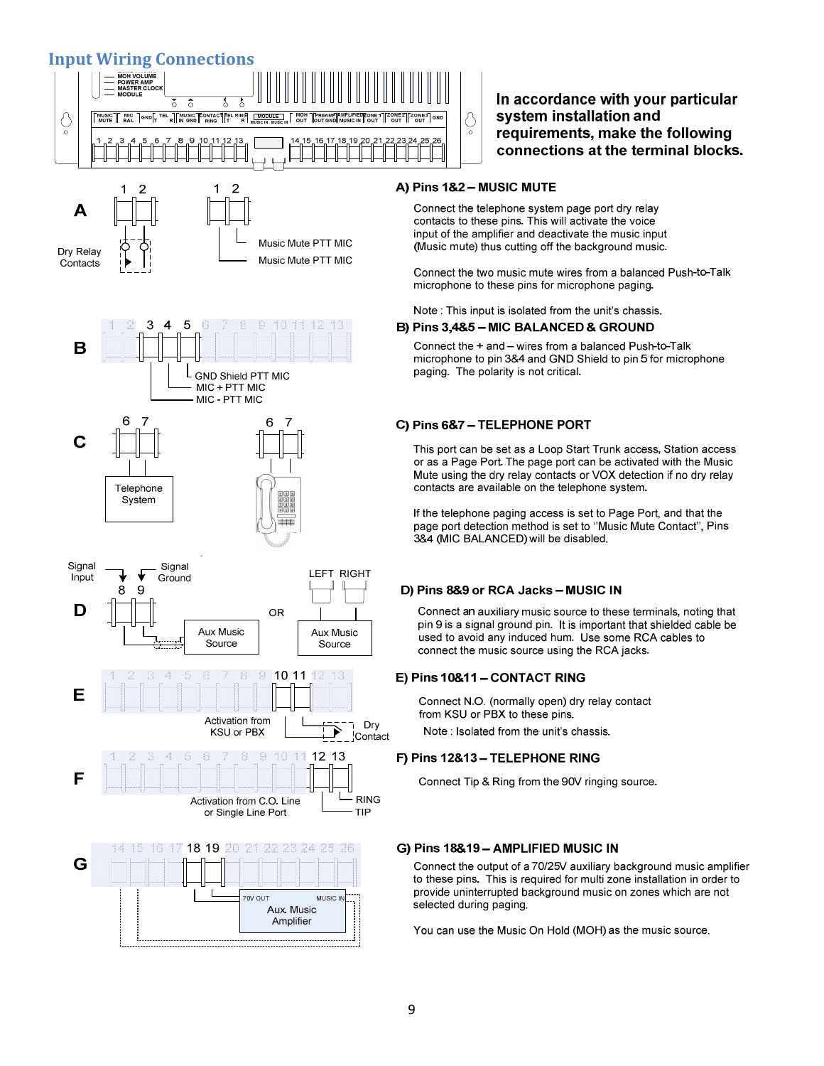# Input Wiring Connections

**In accordance with your particular system installation and requirements, make the following connections at the terminal blocks.**

### A) Pins 1&2 – MUSIC MUTE

Connect the telephone system page port dry relay contacts to these pins. This will activate the voice input of the amplifier and deactivate the music input (Music mute) thus cutting off the background music.

Connect the two music mute wires from a balanced Push-to-Talk microphone to these pins for microphone paging.

Note : This input is isolated from the unit's chassis.

### B) Pins 3,4&5 – MIC BALANCED & GROUND

Connect the + and – wires from a balanced Push-to-Talk microphone to pin 3&4 and GND Shield to pin 5 for microphone paging. The polarity is not critical.

### C) Pins 6&7 – TELEPHONE PORT

This port can be set as a Loop Start Trunk access, Station access or as a Page Port. The page port can be activated with the Music Mute using the dry relay contacts or VOX detection if no dry relay contacts are available on the telephone system.

If the telephone paging access is set to Page Port, and that the page port detection method is set to "Music Mute Contact", Pins 3&4 (MIC BALANCED) will be disabled.

### D) Pins 8&9 or RCA Jacks – MUSIC IN

Connect an auxiliary music source to these terminals, noting that pin 9 is a signal ground pin. It is important that shielded cable be used to avoid any induced hum. Use some RCA cables to connect the music source using the RCA jacks.

### E) Pins 10&11 – CONTACT RING

Connect N.O. (normally open) dry relay contact from KSU or PBX to these pins.

Note : Isolated from the unit's chassis.

### F) Pins 12&13 – TELEPHONE RING

Connect Tip & Ring from the 90V ringing source.

### G) Pins 18&19 – AMPLIFIED MUSIC IN

Connect the output of a 70/25V auxiliary background music amplifier to these pins. This is required for multi zone installation in order to provide uninterrupted background music on zones which are not selected during paging.

You can use the Music On Hold (MOH) as the music source.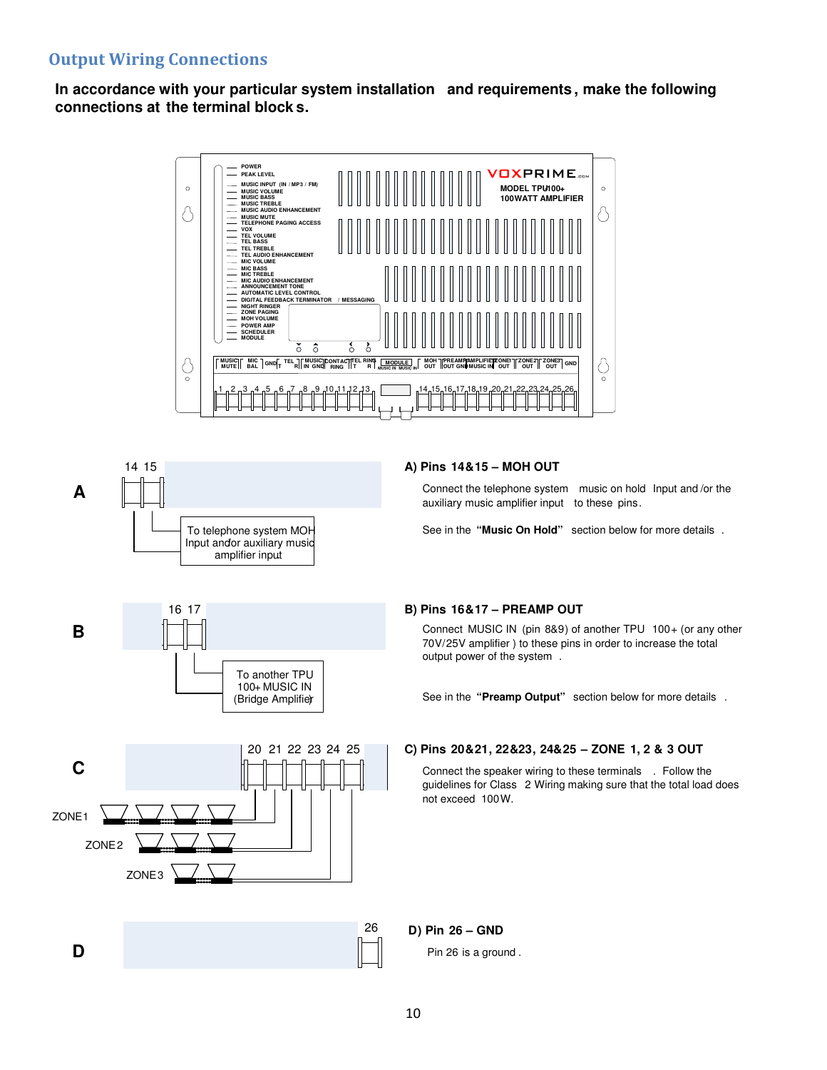## Output Wiring Connections

**In accordance with your particular system installation and requirements, make the following connections at the terminal blocks.**

**A) Pins 14&15 – MOH OUT**

Connect the telephone system music on hold Input and/or the auxiliary music amplifier input to these pins.

See in the **"Music On Hold"** section below for more details.

**B) Pins 16&17 – PREAMP OUT**

Connect MUSIC IN (pin 8&9) of another TPU 100+ (or any other 70V/25V amplifier) to these pins in order to increase the total output power of the system.

See in the **"Preamp Output"** section below for more details.

**C) Pins 20&21, 22&23, 24&25 – ZONE 1, 2 & 3 OUT**

Connect the speaker wiring to these terminals. Follow the guidelines for Class 2 Wiring making sure that the total load does not exceed 100W.

**D) Pin 26 – GND**

Pin 26 is a ground.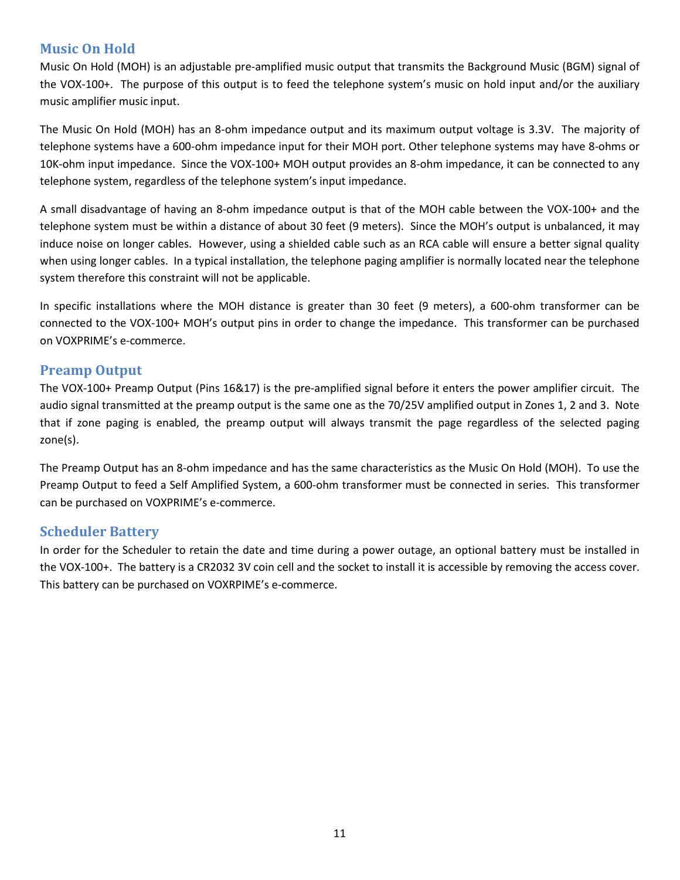## Music On Hold

Music On Hold (MOH) is an adjustable pre-amplified music output that transmits the Background Music (BGM) signal of the VOX-100+. The purpose of this output is to feed the telephone system's music on hold input and/or the auxiliary music amplifier music input.

The Music On Hold (MOH) has an 8-ohm impedance output and its maximum output voltage is 3.3V. The majority of telephone systems have a 600-ohm impedance input for their MOH port. Other telephone systems may have 8-ohms or 10K-ohm input impedance. Since the VOX-100+ MOH output provides an 8-ohm impedance, it can be connected to any telephone system, regardless of the telephone system's input impedance.

A small disadvantage of having an 8-ohm impedance output is that of the MOH cable between the VOX-100+ and the telephone system must be within a distance of about 30 feet (9 meters). Since the MOH's output is unbalanced, it may induce noise on longer cables. However, using a shielded cable such as an RCA cable will ensure a better signal quality when using longer cables. In a typical installation, the telephone paging amplifier is normally located near the telephone system therefore this constraint will not be applicable.

In specific installations where the MOH distance is greater than 30 feet (9 meters), a 600-ohm transformer can be connected to the VOX-100+ MOH's output pins in order to change the impedance. This transformer can be purchased on VOXPRIME's e-commerce.

## Preamp Output

The VOX-100+ Preamp Output (Pins 16&17) is the pre-amplified signal before it enters the power amplifier circuit. The audio signal transmitted at the preamp output is the same one as the 70/25V amplified output in Zones 1, 2 and 3. Note that if zone paging is enabled, the preamp output will always transmit the page regardless of the selected paging zone(s).

The Preamp Output has an 8-ohm impedance and has the same characteristics as the Music On Hold (MOH). To use the Preamp Output to feed a Self Amplified System, a 600-ohm transformer must be connected in series. This transformer can be purchased on VOXPRIME's e-commerce.

## Scheduler Battery

In order for the Scheduler to retain the date and time during a power outage, an optional battery must be installed in the VOX-100+. The battery is a CR2032 3V coin cell and the socket to install it is accessible by removing the access cover. This battery can be purchased on VOXRPIME's e-commerce.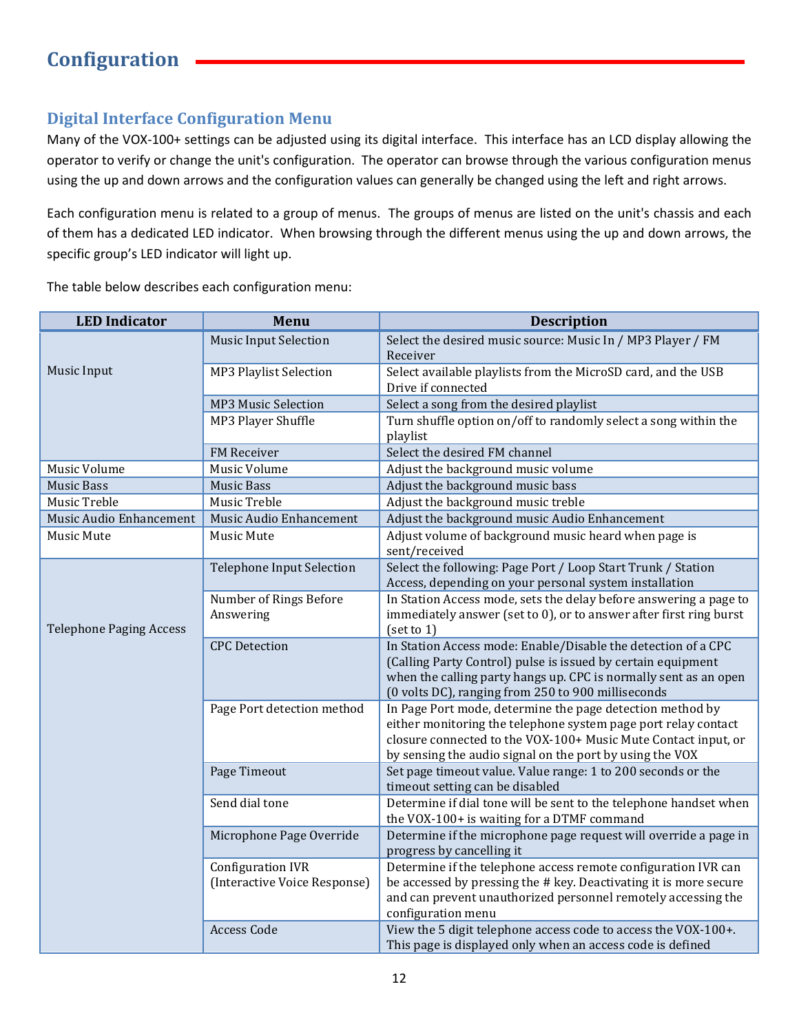# Configuration

## Digital Interface Configuration Menu

Many of the VOX-100+ settings can be adjusted using its digital interface. This interface has an LCD display allowing the operator to verify or change the unit's configuration. The operator can browse through the various configuration menus using the up and down arrows and the configuration values can generally be changed using the left and right arrows.

Each configuration menu is related to a group of menus. The groups of menus are listed on the unit's chassis and each of them has a dedicated LED indicator. When browsing through the different menus using the up and down arrows, the specific group's LED indicator will light up.

The table below describes each configuration menu:

| LED Indicator | Menu | Description |
|---|---|---|
| Music Input | Music Input Selection | Select the desired music source: Music In / MP3 Player / FM Receiver |
| | MP3 Playlist Selection | Select available playlists from the MicroSD card, and the USB Drive if connected |
| | MP3 Music Selection | Select a song from the desired playlist |
| | MP3 Player Shuffle | Turn shuffle option on/off to randomly select a song within the playlist |
| | FM Receiver | Select the desired FM channel |
| Music Volume | Music Volume | Adjust the background music volume |
| Music Bass | Music Bass | Adjust the background music bass |
| Music Treble | Music Treble | Adjust the background music treble |
| Music Audio Enhancement | Music Audio Enhancement | Adjust the background music Audio Enhancement |
| Music Mute | Music Mute | Adjust volume of background music heard when page is sent/received |
| Telephone Paging Access | Telephone Input Selection | Select the following: Page Port / Loop Start Trunk / Station Access, depending on your personal system installation |
| | Number of Rings Before Answering | In Station Access mode, sets the delay before answering a page to immediately answer (set to 0), or to answer after first ring burst (set to 1) |
| | CPC Detection | In Station Access mode: Enable/Disable the detection of a CPC (Calling Party Control) pulse is issued by certain equipment when the calling party hangs up. CPC is normally sent as an open (0 volts DC), ranging from 250 to 900 milliseconds |
| | Page Port detection method | In Page Port mode, determine the page detection method by either monitoring the telephone system page port relay contact closure connected to the VOX-100+ Music Mute Contact input, or by sensing the audio signal on the port by using the VOX |
| | Page Timeout | Set page timeout value. Value range: 1 to 200 seconds or the timeout setting can be disabled |
| | Send dial tone | Determine if dial tone will be sent to the telephone handset when the VOX-100+ is waiting for a DTMF command |
| | Microphone Page Override | Determine if the microphone page request will override a page in progress by cancelling it |
| | Configuration IVR (Interactive Voice Response) | Determine if the telephone access remote configuration IVR can be accessed by pressing the # key. Deactivating it is more secure and can prevent unauthorized personnel remotely accessing the configuration menu |
| | Access Code | View the 5 digit telephone access code to access the VOX-100+. This page is displayed only when an access code is defined |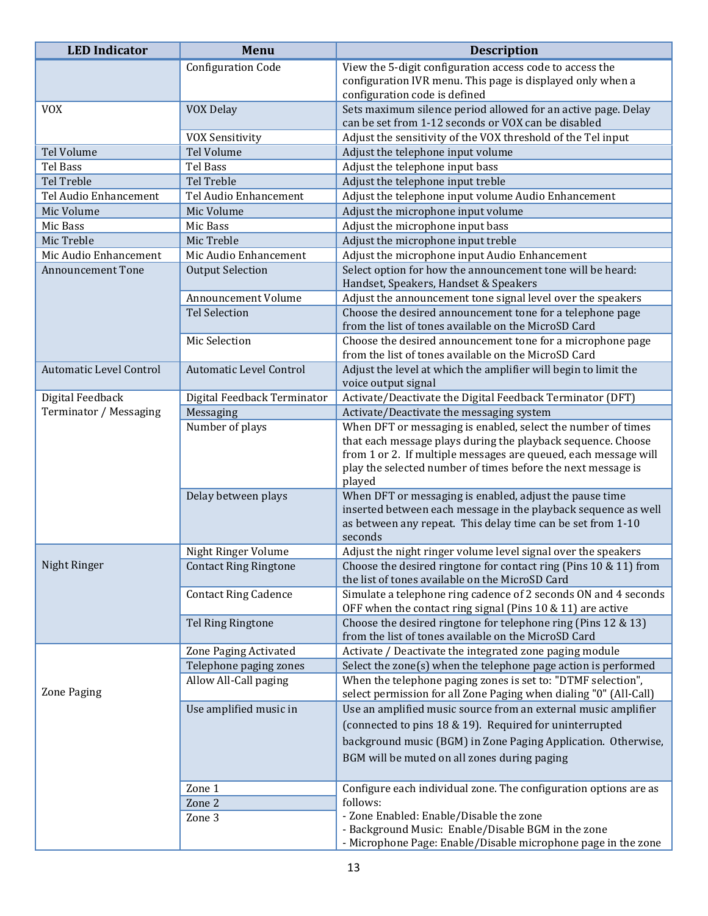| LED Indicator | Menu | Description |
|---|---|---|
| | Configuration Code | View the 5-digit configuration access code to access the configuration IVR menu. This page is displayed only when a configuration code is defined |
| VOX | VOX Delay | Sets maximum silence period allowed for an active page. Delay can be set from 1-12 seconds or VOX can be disabled |
| | VOX Sensitivity | Adjust the sensitivity of the VOX threshold of the Tel input |
| Tel Volume | Tel Volume | Adjust the telephone input volume |
| Tel Bass | Tel Bass | Adjust the telephone input bass |
| Tel Treble | Tel Treble | Adjust the telephone input treble |
| Tel Audio Enhancement | Tel Audio Enhancement | Adjust the telephone input volume Audio Enhancement |
| Mic Volume | Mic Volume | Adjust the microphone input volume |
| Mic Bass | Mic Bass | Adjust the microphone input bass |
| Mic Treble | Mic Treble | Adjust the microphone input treble |
| Mic Audio Enhancement | Mic Audio Enhancement | Adjust the microphone input Audio Enhancement |
| Announcement Tone | Output Selection | Select option for how the announcement tone will be heard: Handset, Speakers, Handset & Speakers |
| | Announcement Volume | Adjust the announcement tone signal level over the speakers |
| | Tel Selection | Choose the desired announcement tone for a telephone page from the list of tones available on the MicroSD Card |
| | Mic Selection | Choose the desired announcement tone for a microphone page from the list of tones available on the MicroSD Card |
| Automatic Level Control | Automatic Level Control | Adjust the level at which the amplifier will begin to limit the voice output signal |
| Digital Feedback Terminator / Messaging | Digital Feedback Terminator | Activate/Deactivate the Digital Feedback Terminator (DFT) |
| | Messaging | Activate/Deactivate the messaging system |
| | Number of plays | When DFT or messaging is enabled, select the number of times that each message plays during the playback sequence. Choose from 1 or 2. If multiple messages are queued, each message will play the selected number of times before the next message is played |
| | Delay between plays | When DFT or messaging is enabled, adjust the pause time inserted between each message in the playback sequence as well as between any repeat. This delay time can be set from 1-10 seconds |
| Night Ringer | Night Ringer Volume | Adjust the night ringer volume level signal over the speakers |
| | Contact Ring Ringtone | Choose the desired ringtone for contact ring (Pins 10 & 11) from the list of tones available on the MicroSD Card |
| | Contact Ring Cadence | Simulate a telephone ring cadence of 2 seconds ON and 4 seconds OFF when the contact ring signal (Pins 10 & 11) are active |
| | Tel Ring Ringtone | Choose the desired ringtone for telephone ring (Pins 12 & 13) from the list of tones available on the MicroSD Card |
| Zone Paging | Zone Paging Activated | Activate / Deactivate the integrated zone paging module |
| | Telephone paging zones | Select the zone(s) when the telephone page action is performed |
| | Allow All-Call paging | When the telephone paging zones is set to: "DTMF selection", select permission for all Zone Paging when dialing "0" (All-Call) |
| | Use amplified music in | Use an amplified music source from an external music amplifier (connected to pins 18 & 19). Required for uninterrupted background music (BGM) in Zone Paging Application. Otherwise, BGM will be muted on all zones during paging |
| | Zone 1<br>Zone 2<br>Zone 3 | Configure each individual zone. The configuration options are as follows:<br>- Zone Enabled: Enable/Disable the zone<br>- Background Music: Enable/Disable BGM in the zone<br>- Microphone Page: Enable/Disable microphone page in the zone |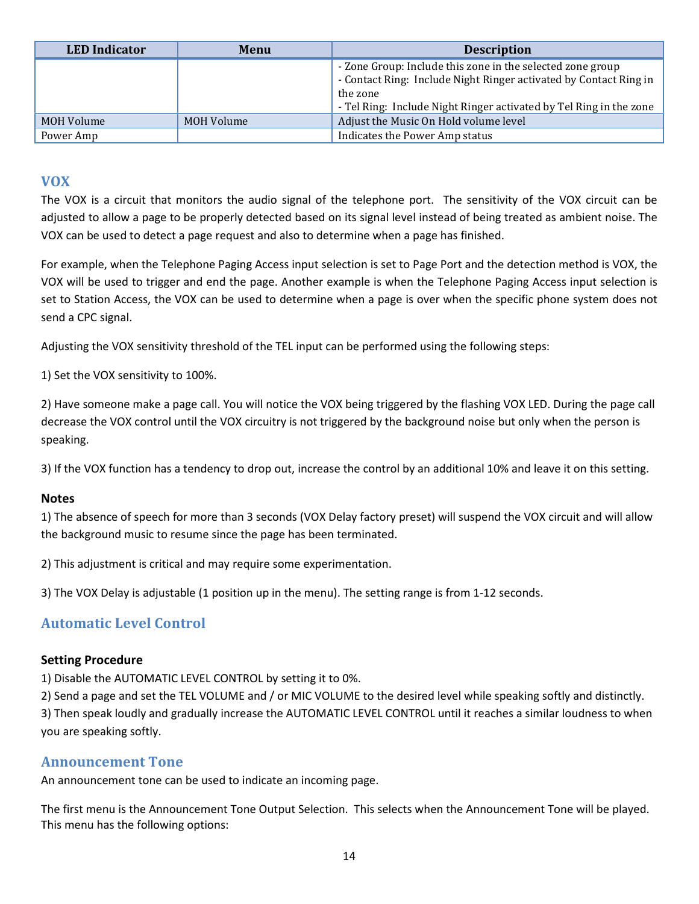| LED Indicator | Menu | Description |
|---|---|---|
| | | - Zone Group: Include this zone in the selected zone group<br>- Contact Ring: Include Night Ringer activated by Contact Ring in the zone<br>- Tel Ring: Include Night Ringer activated by Tel Ring in the zone |
| MOH Volume | MOH Volume | Adjust the Music On Hold volume level |
| Power Amp | | Indicates the Power Amp status |

## VOX

The VOX is a circuit that monitors the audio signal of the telephone port. The sensitivity of the VOX circuit can be adjusted to allow a page to be properly detected based on its signal level instead of being treated as ambient noise. The VOX can be used to detect a page request and also to determine when a page has finished.

For example, when the Telephone Paging Access input selection is set to Page Port and the detection method is VOX, the VOX will be used to trigger and end the page. Another example is when the Telephone Paging Access input selection is set to Station Access, the VOX can be used to determine when a page is over when the specific phone system does not send a CPC signal.

Adjusting the VOX sensitivity threshold of the TEL input can be performed using the following steps:

1) Set the VOX sensitivity to 100%.

2) Have someone make a page call. You will notice the VOX being triggered by the flashing VOX LED. During the page call decrease the VOX control until the VOX circuitry is not triggered by the background noise but only when the person is speaking.

3) If the VOX function has a tendency to drop out, increase the control by an additional 10% and leave it on this setting.

### Notes

1) The absence of speech for more than 3 seconds (VOX Delay factory preset) will suspend the VOX circuit and will allow the background music to resume since the page has been terminated.

2) This adjustment is critical and may require some experimentation.

3) The VOX Delay is adjustable (1 position up in the menu). The setting range is from 1-12 seconds.

## Automatic Level Control

### Setting Procedure

1) Disable the AUTOMATIC LEVEL CONTROL by setting it to 0%.
2) Send a page and set the TEL VOLUME and / or MIC VOLUME to the desired level while speaking softly and distinctly.
3) Then speak loudly and gradually increase the AUTOMATIC LEVEL CONTROL until it reaches a similar loudness to when you are speaking softly.

## Announcement Tone

An announcement tone can be used to indicate an incoming page.

The first menu is the Announcement Tone Output Selection. This selects when the Announcement Tone will be played. This menu has the following options: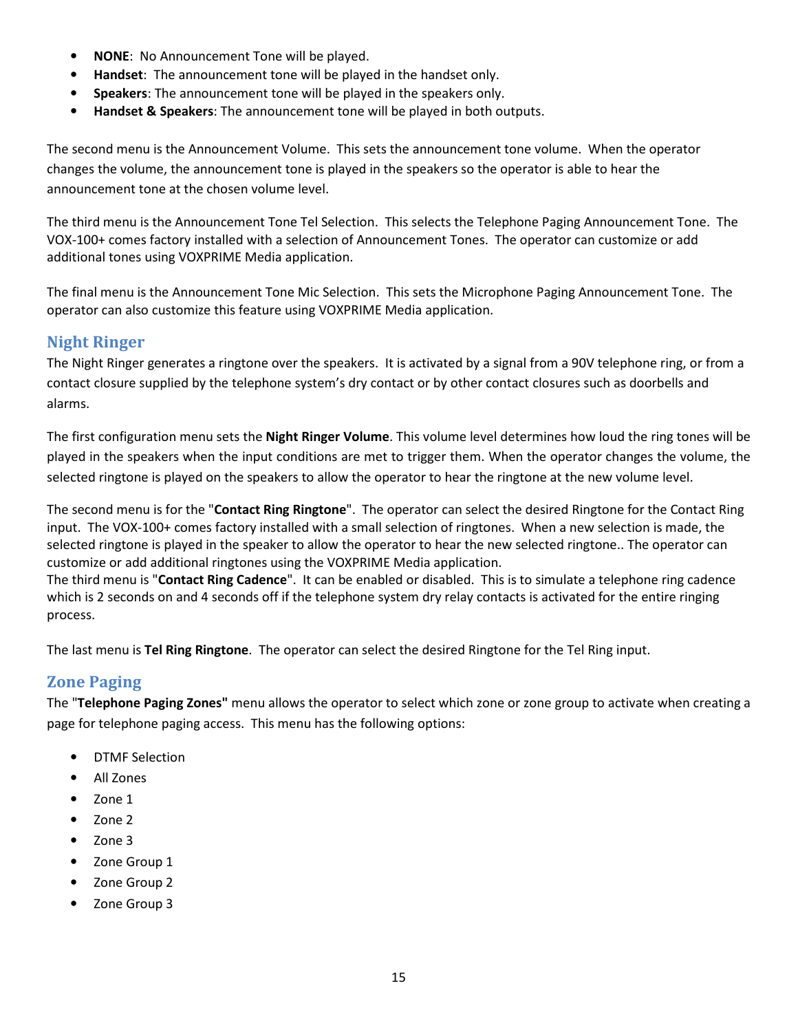- **NONE**: No Announcement Tone will be played.
- **Handset**: The announcement tone will be played in the handset only.
- **Speakers**: The announcement tone will be played in the speakers only.
- **Handset & Speakers**: The announcement tone will be played in both outputs.

The second menu is the Announcement Volume. This sets the announcement tone volume. When the operator changes the volume, the announcement tone is played in the speakers so the operator is able to hear the announcement tone at the chosen volume level.

The third menu is the Announcement Tone Tel Selection. This selects the Telephone Paging Announcement Tone. The VOX-100+ comes factory installed with a selection of Announcement Tones. The operator can customize or add additional tones using VOXPRIME Media application.

The final menu is the Announcement Tone Mic Selection. This sets the Microphone Paging Announcement Tone. The operator can also customize this feature using VOXPRIME Media application.

## Night Ringer

The Night Ringer generates a ringtone over the speakers. It is activated by a signal from a 90V telephone ring, or from a contact closure supplied by the telephone system's dry contact or by other contact closures such as doorbells and alarms.

The first configuration menu sets the **Night Ringer Volume**. This volume level determines how loud the ring tones will be played in the speakers when the input conditions are met to trigger them. When the operator changes the volume, the selected ringtone is played on the speakers to allow the operator to hear the ringtone at the new volume level.

The second menu is for the "**Contact Ring Ringtone**". The operator can select the desired Ringtone for the Contact Ring input. The VOX-100+ comes factory installed with a small selection of ringtones. When a new selection is made, the selected ringtone is played in the speaker to allow the operator to hear the new selected ringtone.. The operator can customize or add additional ringtones using the VOXPRIME Media application.
The third menu is "**Contact Ring Cadence**". It can be enabled or disabled. This is to simulate a telephone ring cadence which is 2 seconds on and 4 seconds off if the telephone system dry relay contacts is activated for the entire ringing process.

The last menu is **Tel Ring Ringtone**. The operator can select the desired Ringtone for the Tel Ring input.

## Zone Paging

The "**Telephone Paging Zones"** menu allows the operator to select which zone or zone group to activate when creating a page for telephone paging access. This menu has the following options:

- DTMF Selection
- All Zones
- Zone 1
- Zone 2
- Zone 3
- Zone Group 1
- Zone Group 2
- Zone Group 3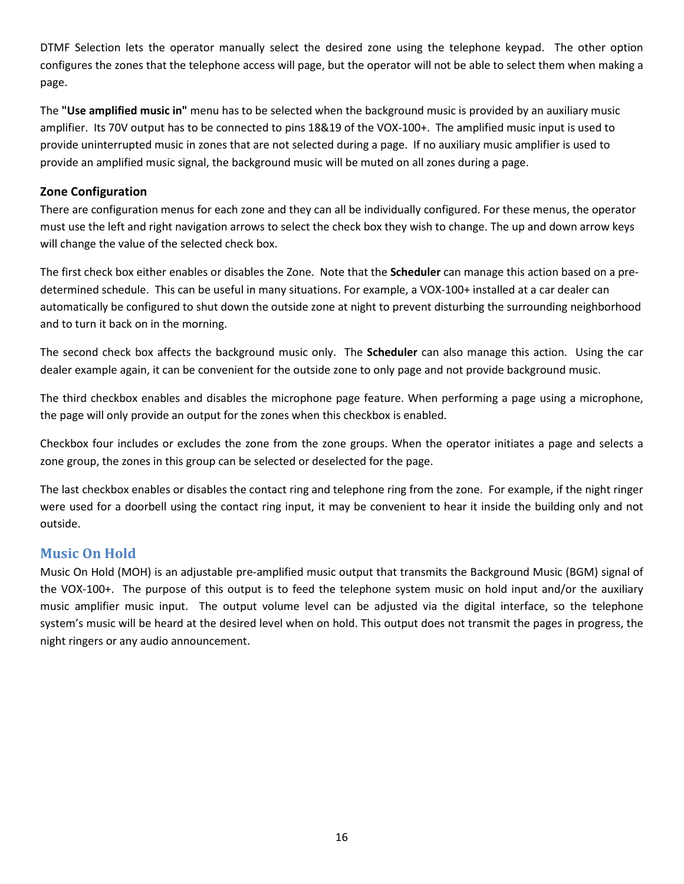DTMF Selection lets the operator manually select the desired zone using the telephone keypad. The other option configures the zones that the telephone access will page, but the operator will not be able to select them when making a page.

The **"Use amplified music in"** menu has to be selected when the background music is provided by an auxiliary music amplifier. Its 70V output has to be connected to pins 18&19 of the VOX-100+. The amplified music input is used to provide uninterrupted music in zones that are not selected during a page. If no auxiliary music amplifier is used to provide an amplified music signal, the background music will be muted on all zones during a page.

### Zone Configuration

There are configuration menus for each zone and they can all be individually configured. For these menus, the operator must use the left and right navigation arrows to select the check box they wish to change. The up and down arrow keys will change the value of the selected check box.

The first check box either enables or disables the Zone. Note that the **Scheduler** can manage this action based on a pre-determined schedule. This can be useful in many situations. For example, a VOX-100+ installed at a car dealer can automatically be configured to shut down the outside zone at night to prevent disturbing the surrounding neighborhood and to turn it back on in the morning.

The second check box affects the background music only. The **Scheduler** can also manage this action. Using the car dealer example again, it can be convenient for the outside zone to only page and not provide background music.

The third checkbox enables and disables the microphone page feature. When performing a page using a microphone, the page will only provide an output for the zones when this checkbox is enabled.

Checkbox four includes or excludes the zone from the zone groups. When the operator initiates a page and selects a zone group, the zones in this group can be selected or deselected for the page.

The last checkbox enables or disables the contact ring and telephone ring from the zone. For example, if the night ringer were used for a doorbell using the contact ring input, it may be convenient to hear it inside the building only and not outside.

## Music On Hold

Music On Hold (MOH) is an adjustable pre-amplified music output that transmits the Background Music (BGM) signal of the VOX-100+. The purpose of this output is to feed the telephone system music on hold input and/or the auxiliary music amplifier music input. The output volume level can be adjusted via the digital interface, so the telephone system's music will be heard at the desired level when on hold. This output does not transmit the pages in progress, the night ringers or any audio announcement.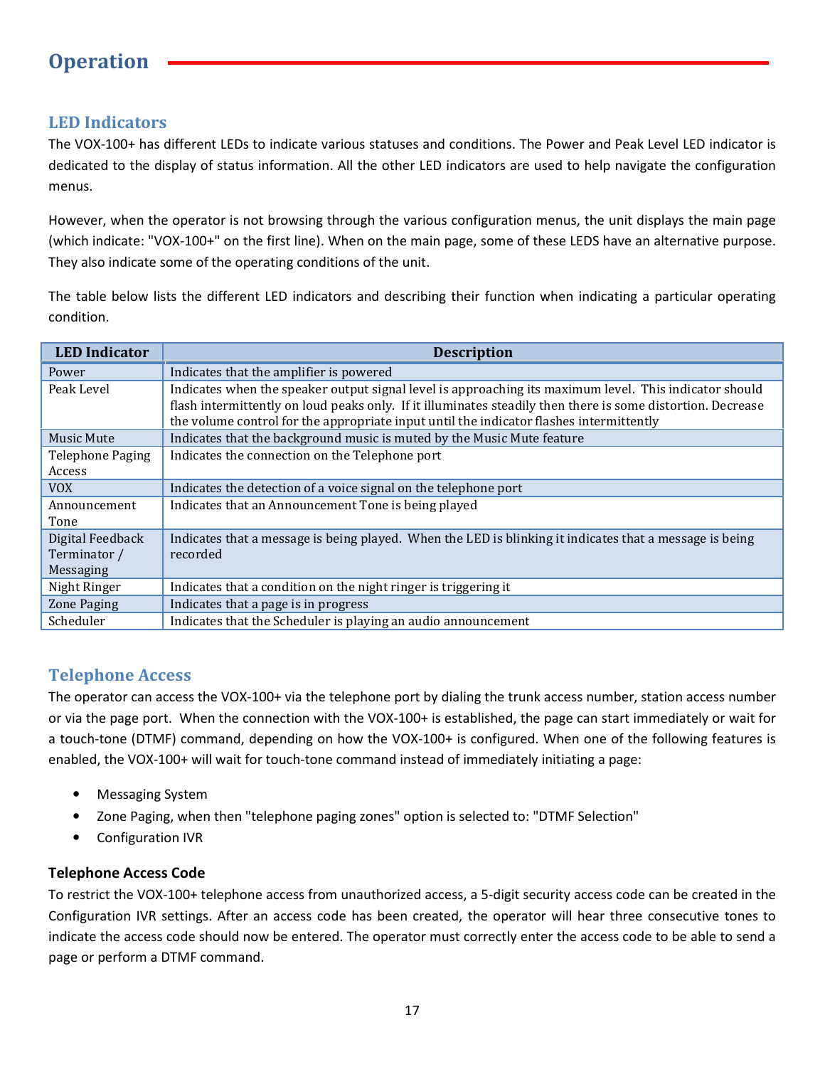# Operation

## LED Indicators

The VOX-100+ has different LEDs to indicate various statuses and conditions. The Power and Peak Level LED indicator is dedicated to the display of status information. All the other LED indicators are used to help navigate the configuration menus.

However, when the operator is not browsing through the various configuration menus, the unit displays the main page (which indicate: "VOX-100+" on the first line). When on the main page, some of these LEDS have an alternative purpose. They also indicate some of the operating conditions of the unit.

The table below lists the different LED indicators and describing their function when indicating a particular operating condition.

| LED Indicator | Description |
|---|---|
| Power | Indicates that the amplifier is powered |
| Peak Level | Indicates when the speaker output signal level is approaching its maximum level. This indicator should flash intermittently on loud peaks only. If it illuminates steadily then there is some distortion. Decrease the volume control for the appropriate input until the indicator flashes intermittently |
| Music Mute | Indicates that the background music is muted by the Music Mute feature |
| Telephone Paging Access | Indicates the connection on the Telephone port |
| VOX | Indicates the detection of a voice signal on the telephone port |
| Announcement Tone | Indicates that an Announcement Tone is being played |
| Digital Feedback Terminator / Messaging | Indicates that a message is being played. When the LED is blinking it indicates that a message is being recorded |
| Night Ringer | Indicates that a condition on the night ringer is triggering it |
| Zone Paging | Indicates that a page is in progress |
| Scheduler | Indicates that the Scheduler is playing an audio announcement |

## Telephone Access

The operator can access the VOX-100+ via the telephone port by dialing the trunk access number, station access number or via the page port. When the connection with the VOX-100+ is established, the page can start immediately or wait for a touch-tone (DTMF) command, depending on how the VOX-100+ is configured. When one of the following features is enabled, the VOX-100+ will wait for touch-tone command instead of immediately initiating a page:

- Messaging System
- Zone Paging, when then "telephone paging zones" option is selected to: "DTMF Selection"
- Configuration IVR

### Telephone Access Code

To restrict the VOX-100+ telephone access from unauthorized access, a 5-digit security access code can be created in the Configuration IVR settings. After an access code has been created, the operator will hear three consecutive tones to indicate the access code should now be entered. The operator must correctly enter the access code to be able to send a page or perform a DTMF command.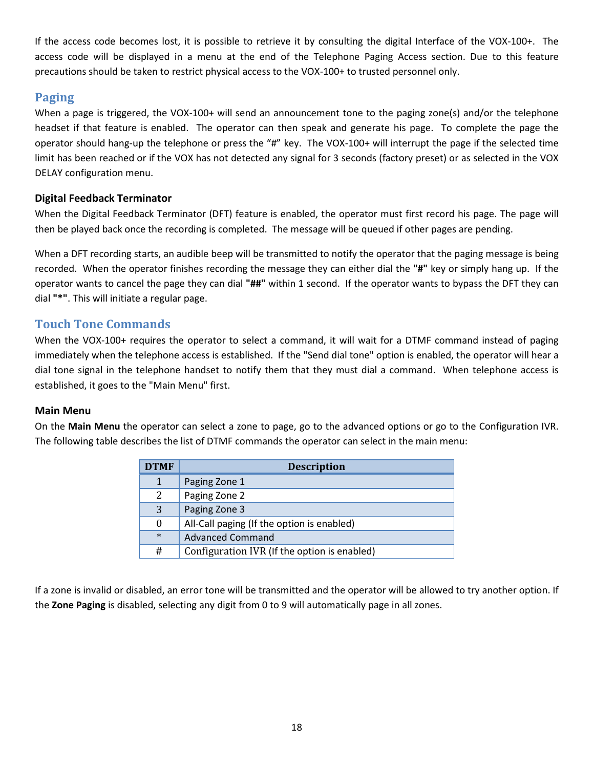If the access code becomes lost, it is possible to retrieve it by consulting the digital Interface of the VOX-100+. The access code will be displayed in a menu at the end of the Telephone Paging Access section. Due to this feature precautions should be taken to restrict physical access to the VOX-100+ to trusted personnel only.

## Paging

When a page is triggered, the VOX-100+ will send an announcement tone to the paging zone(s) and/or the telephone headset if that feature is enabled. The operator can then speak and generate his page. To complete the page the operator should hang-up the telephone or press the "#" key. The VOX-100+ will interrupt the page if the selected time limit has been reached or if the VOX has not detected any signal for 3 seconds (factory preset) or as selected in the VOX DELAY configuration menu.

### Digital Feedback Terminator

When the Digital Feedback Terminator (DFT) feature is enabled, the operator must first record his page. The page will then be played back once the recording is completed. The message will be queued if other pages are pending.

When a DFT recording starts, an audible beep will be transmitted to notify the operator that the paging message is being recorded. When the operator finishes recording the message they can either dial the **"#"** key or simply hang up. If the operator wants to cancel the page they can dial **"##"** within 1 second. If the operator wants to bypass the DFT they can dial **"*"**. This will initiate a regular page.

## Touch Tone Commands

When the VOX-100+ requires the operator to select a command, it will wait for a DTMF command instead of paging immediately when the telephone access is established. If the "Send dial tone" option is enabled, the operator will hear a dial tone signal in the telephone handset to notify them that they must dial a command. When telephone access is established, it goes to the "Main Menu" first.

### Main Menu

On the **Main Menu** the operator can select a zone to page, go to the advanced options or go to the Configuration IVR. The following table describes the list of DTMF commands the operator can select in the main menu:

| DTMF | Description |
|---|---|
| 1 | Paging Zone 1 |
| 2 | Paging Zone 2 |
| 3 | Paging Zone 3 |
| 0 | All-Call paging (If the option is enabled) |
| * | Advanced Command |
| # | Configuration IVR (If the option is enabled) |

If a zone is invalid or disabled, an error tone will be transmitted and the operator will be allowed to try another option. If the **Zone Paging** is disabled, selecting any digit from 0 to 9 will automatically page in all zones.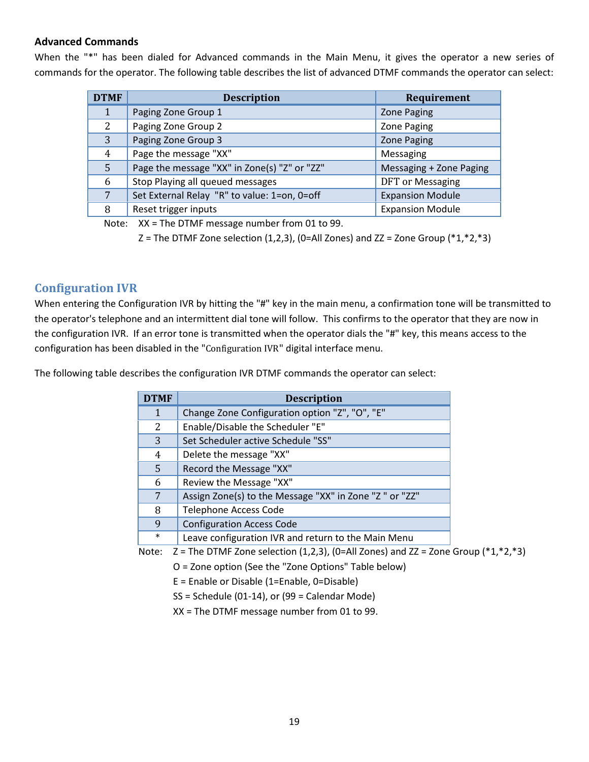**Advanced Commands**

When the "*" has been dialed for Advanced commands in the Main Menu, it gives the operator a new series of commands for the operator. The following table describes the list of advanced DTMF commands the operator can select:

| DTMF | Description | Requirement |
|---|---|---|
| 1 | Paging Zone Group 1 | Zone Paging |
| 2 | Paging Zone Group 2 | Zone Paging |
| 3 | Paging Zone Group 3 | Zone Paging |
| 4 | Page the message "XX" | Messaging |
| 5 | Page the message "XX" in Zone(s) "Z" or "ZZ" | Messaging + Zone Paging |
| 6 | Stop Playing all queued messages | DFT or Messaging |
| 7 | Set External Relay "R" to value: 1=on, 0=off | Expansion Module |
| 8 | Reset trigger inputs | Expansion Module |

Note: XX = The DTMF message number from 01 to 99.
Z = The DTMF Zone selection (1,2,3), (0=All Zones) and ZZ = Zone Group (*1,*2,*3)

## Configuration IVR

When entering the Configuration IVR by hitting the "#" key in the main menu, a confirmation tone will be transmitted to the operator's telephone and an intermittent dial tone will follow. This confirms to the operator that they are now in the configuration IVR. If an error tone is transmitted when the operator dials the "#" key, this means access to the configuration has been disabled in the "Configuration IVR" digital interface menu.

The following table describes the configuration IVR DTMF commands the operator can select:

| DTMF | Description |
|---|---|
| 1 | Change Zone Configuration option "Z", "O", "E" |
| 2 | Enable/Disable the Scheduler "E" |
| 3 | Set Scheduler active Schedule "SS" |
| 4 | Delete the message "XX" |
| 5 | Record the Message "XX" |
| 6 | Review the Message "XX" |
| 7 | Assign Zone(s) to the Message "XX" in Zone "Z " or "ZZ" |
| 8 | Telephone Access Code |
| 9 | Configuration Access Code |
| * | Leave configuration IVR and return to the Main Menu |

Note: Z = The DTMF Zone selection (1,2,3), (0=All Zones) and ZZ = Zone Group (*1,*2,*3)
O = Zone option (See the "Zone Options" Table below)
E = Enable or Disable (1=Enable, 0=Disable)
SS = Schedule (01-14), or (99 = Calendar Mode)
XX = The DTMF message number from 01 to 99.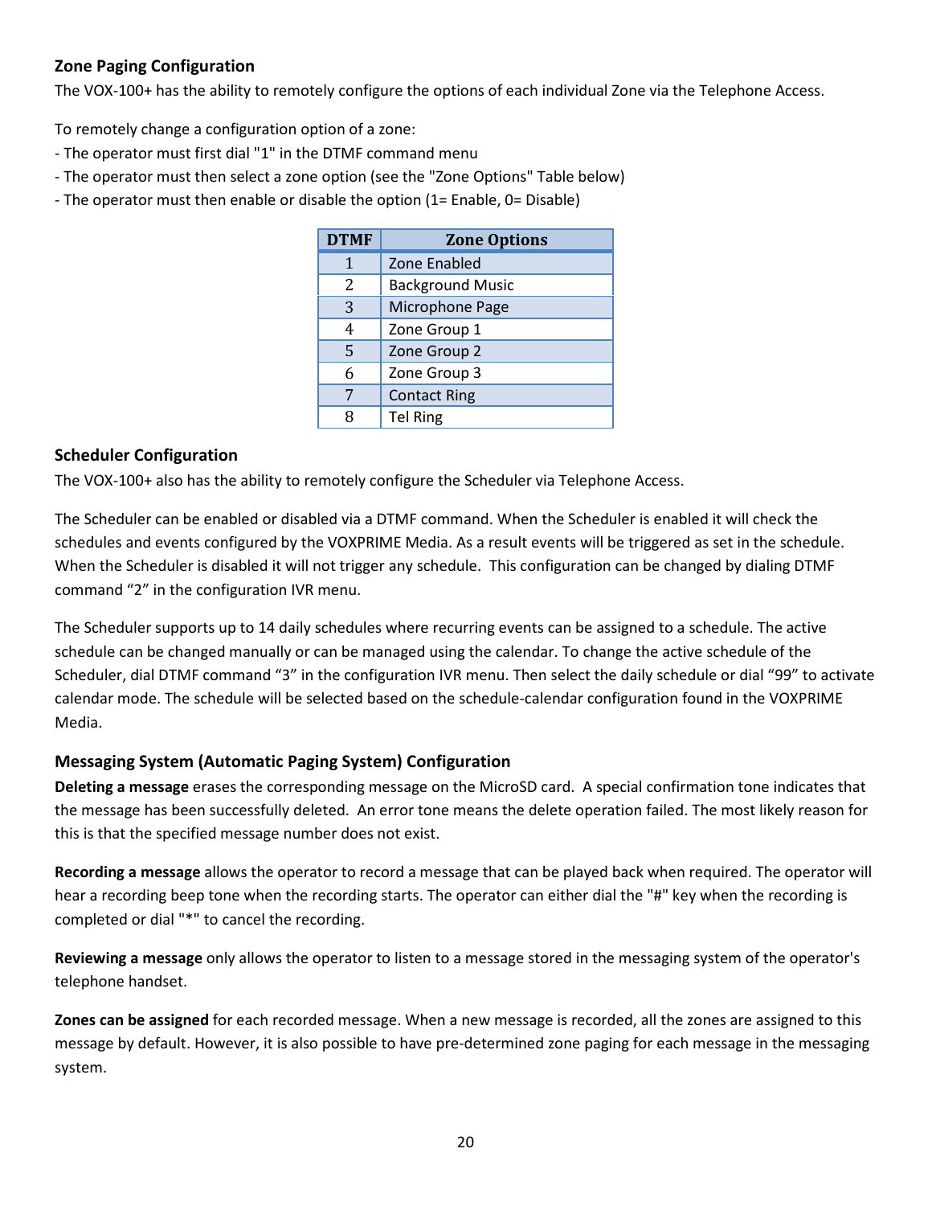## Zone Paging Configuration

The VOX-100+ has the ability to remotely configure the options of each individual Zone via the Telephone Access.

To remotely change a configuration option of a zone:
- The operator must first dial "1" in the DTMF command menu
- The operator must then select a zone option (see the "Zone Options" Table below)
- The operator must then enable or disable the option (1= Enable, 0= Disable)

| DTMF | Zone Options |
|---|---|
| 1 | Zone Enabled |
| 2 | Background Music |
| 3 | Microphone Page |
| 4 | Zone Group 1 |
| 5 | Zone Group 2 |
| 6 | Zone Group 3 |
| 7 | Contact Ring |
| 8 | Tel Ring |

## Scheduler Configuration

The VOX-100+ also has the ability to remotely configure the Scheduler via Telephone Access.

The Scheduler can be enabled or disabled via a DTMF command. When the Scheduler is enabled it will check the schedules and events configured by the VOXPRIME Media. As a result events will be triggered as set in the schedule. When the Scheduler is disabled it will not trigger any schedule. This configuration can be changed by dialing DTMF command “2” in the configuration IVR menu.

The Scheduler supports up to 14 daily schedules where recurring events can be assigned to a schedule. The active schedule can be changed manually or can be managed using the calendar. To change the active schedule of the Scheduler, dial DTMF command “3” in the configuration IVR menu. Then select the daily schedule or dial “99” to activate calendar mode. The schedule will be selected based on the schedule-calendar configuration found in the VOXPRIME Media.

## Messaging System (Automatic Paging System) Configuration

**Deleting a message** erases the corresponding message on the MicroSD card. A special confirmation tone indicates that the message has been successfully deleted. An error tone means the delete operation failed. The most likely reason for this is that the specified message number does not exist.

**Recording a message** allows the operator to record a message that can be played back when required. The operator will hear a recording beep tone when the recording starts. The operator can either dial the "#" key when the recording is completed or dial "*" to cancel the recording.

**Reviewing a message** only allows the operator to listen to a message stored in the messaging system of the operator's telephone handset.

**Zones can be assigned** for each recorded message. When a new message is recorded, all the zones are assigned to this message by default. However, it is also possible to have pre-determined zone paging for each message in the messaging system.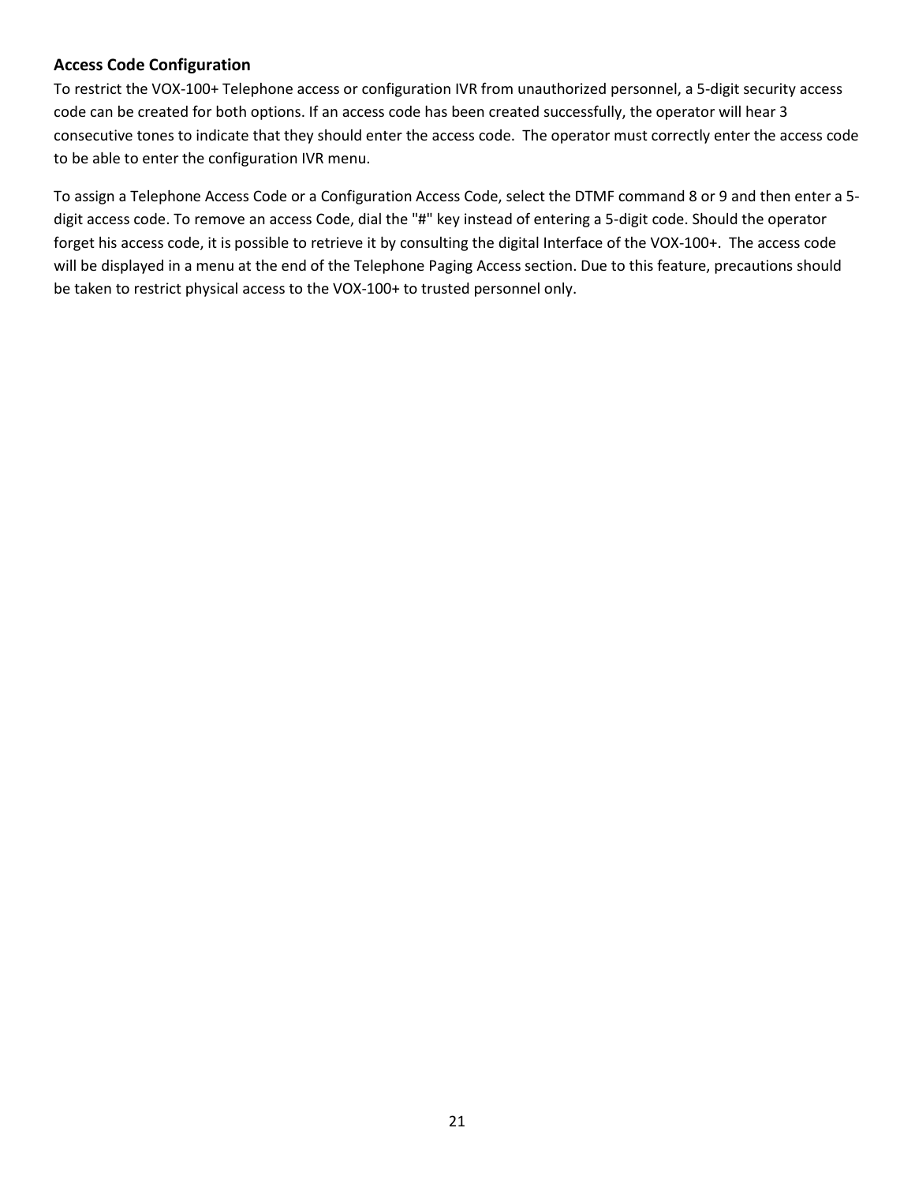### Access Code Configuration

To restrict the VOX-100+ Telephone access or configuration IVR from unauthorized personnel, a 5-digit security access code can be created for both options. If an access code has been created successfully, the operator will hear 3 consecutive tones to indicate that they should enter the access code. The operator must correctly enter the access code to be able to enter the configuration IVR menu.

To assign a Telephone Access Code or a Configuration Access Code, select the DTMF command 8 or 9 and then enter a 5-digit access code. To remove an access Code, dial the "#" key instead of entering a 5-digit code. Should the operator forget his access code, it is possible to retrieve it by consulting the digital Interface of the VOX-100+. The access code will be displayed in a menu at the end of the Telephone Paging Access section. Due to this feature, precautions should be taken to restrict physical access to the VOX-100+ to trusted personnel only.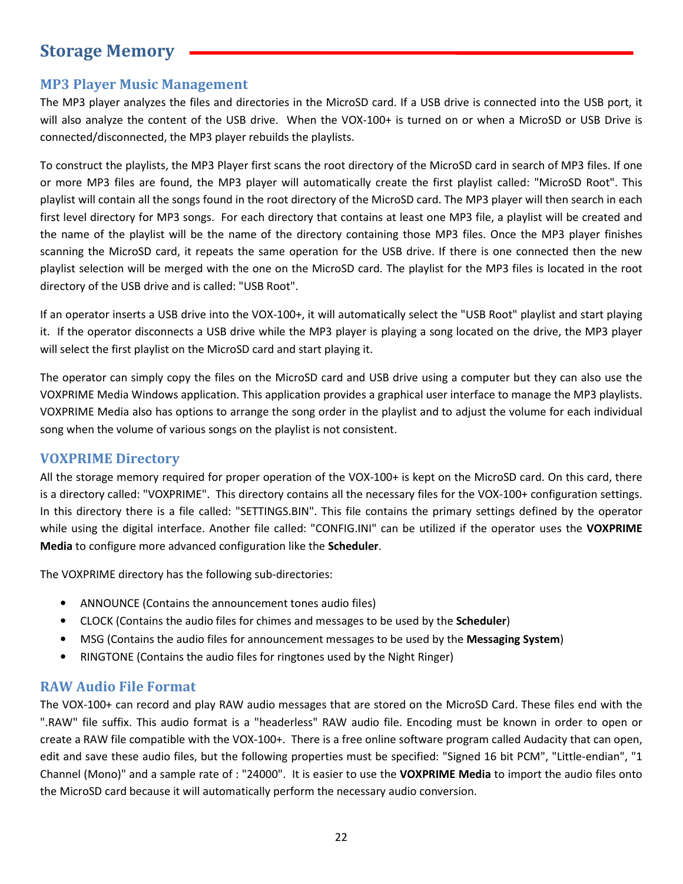# Storage Memory

## MP3 Player Music Management

The MP3 player analyzes the files and directories in the MicroSD card. If a USB drive is connected into the USB port, it will also analyze the content of the USB drive. When the VOX-100+ is turned on or when a MicroSD or USB Drive is connected/disconnected, the MP3 player rebuilds the playlists.

To construct the playlists, the MP3 Player first scans the root directory of the MicroSD card in search of MP3 files. If one or more MP3 files are found, the MP3 player will automatically create the first playlist called: "MicroSD Root". This playlist will contain all the songs found in the root directory of the MicroSD card. The MP3 player will then search in each first level directory for MP3 songs. For each directory that contains at least one MP3 file, a playlist will be created and the name of the playlist will be the name of the directory containing those MP3 files. Once the MP3 player finishes scanning the MicroSD card, it repeats the same operation for the USB drive. If there is one connected then the new playlist selection will be merged with the one on the MicroSD card. The playlist for the MP3 files is located in the root directory of the USB drive and is called: "USB Root".

If an operator inserts a USB drive into the VOX-100+, it will automatically select the "USB Root" playlist and start playing it. If the operator disconnects a USB drive while the MP3 player is playing a song located on the drive, the MP3 player will select the first playlist on the MicroSD card and start playing it.

The operator can simply copy the files on the MicroSD card and USB drive using a computer but they can also use the VOXPRIME Media Windows application. This application provides a graphical user interface to manage the MP3 playlists. VOXPRIME Media also has options to arrange the song order in the playlist and to adjust the volume for each individual song when the volume of various songs on the playlist is not consistent.

## VOXPRIME Directory

All the storage memory required for proper operation of the VOX-100+ is kept on the MicroSD card. On this card, there is a directory called: "VOXPRIME". This directory contains all the necessary files for the VOX-100+ configuration settings. In this directory there is a file called: "SETTINGS.BIN". This file contains the primary settings defined by the operator while using the digital interface. Another file called: "CONFIG.INI" can be utilized if the operator uses the **VOXPRIME Media** to configure more advanced configuration like the **Scheduler**.

The VOXPRIME directory has the following sub-directories:

- ANNOUNCE (Contains the announcement tones audio files)
- CLOCK (Contains the audio files for chimes and messages to be used by the **Scheduler**)
- MSG (Contains the audio files for announcement messages to be used by the **Messaging System**)
- RINGTONE (Contains the audio files for ringtones used by the Night Ringer)

## RAW Audio File Format

The VOX-100+ can record and play RAW audio messages that are stored on the MicroSD Card. These files end with the ".RAW" file suffix. This audio format is a "headerless" RAW audio file. Encoding must be known in order to open or create a RAW file compatible with the VOX-100+. There is a free online software program called Audacity that can open, edit and save these audio files, but the following properties must be specified: "Signed 16 bit PCM", "Little-endian", "1 Channel (Mono)" and a sample rate of : "24000". It is easier to use the **VOXPRIME Media** to import the audio files onto the MicroSD card because it will automatically perform the necessary audio conversion.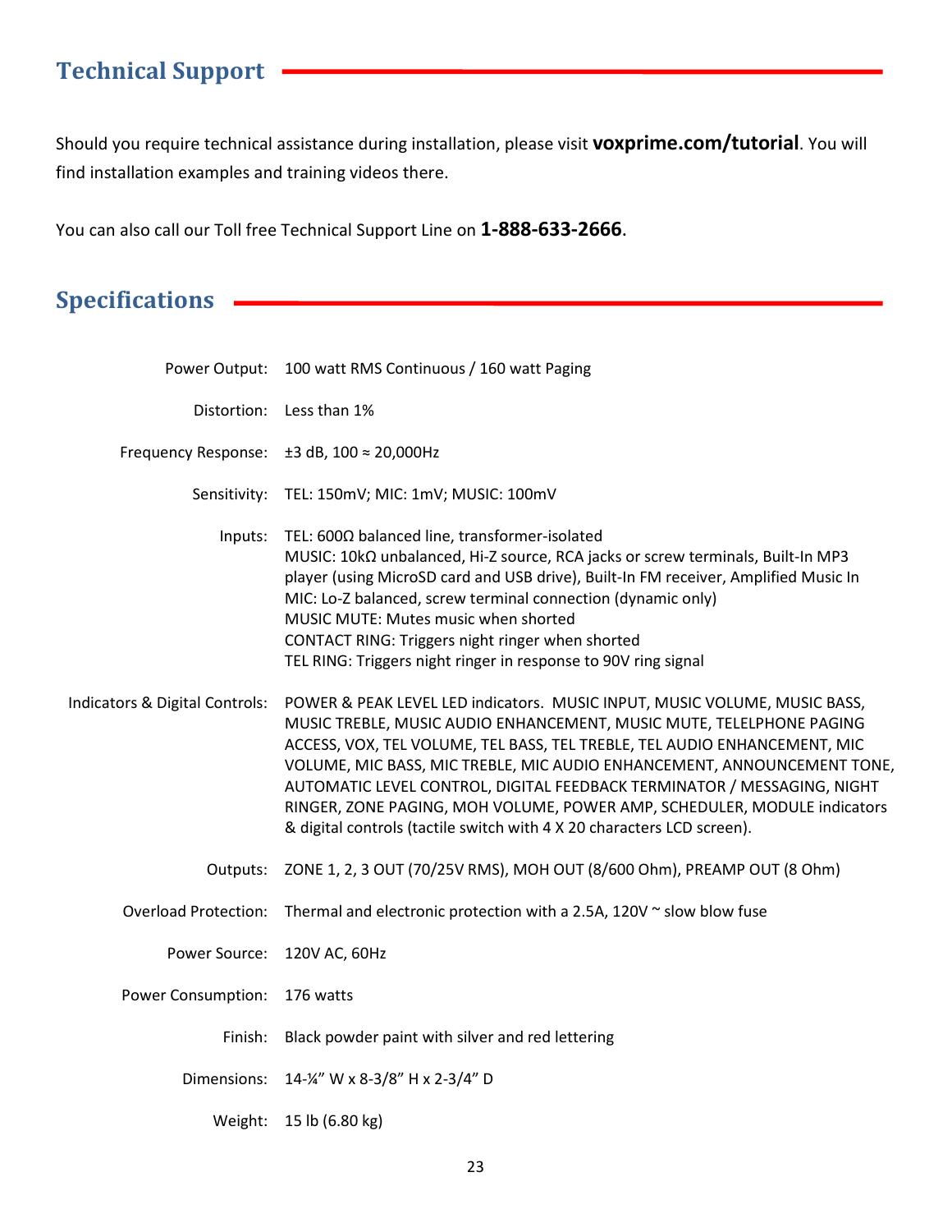## Technical Support

Should you require technical assistance during installation, please visit **voxprime.com/tutorial**. You will find installation examples and training videos there.

You can also call our Toll free Technical Support Line on **1-888-633-2666**.

## Specifications

| | |
|---|---|
| Power Output: | 100 watt RMS Continuous / 160 watt Paging |
| Distortion: | Less than 1% |
| Frequency Response: | ±3 dB, 100 ≈ 20,000Hz |
| Sensitivity: | TEL: 150mV; MIC: 1mV; MUSIC: 100mV |
| Inputs: | TEL: 600Ω balanced line, transformer-isolated<br>MUSIC: 10kΩ unbalanced, Hi-Z source, RCA jacks or screw terminals, Built-In MP3 player (using MicroSD card and USB drive), Built-In FM receiver, Amplified Music In<br>MIC: Lo-Z balanced, screw terminal connection (dynamic only)<br>MUSIC MUTE: Mutes music when shorted<br>CONTACT RING: Triggers night ringer when shorted<br>TEL RING: Triggers night ringer in response to 90V ring signal |
| Indicators & Digital Controls: | POWER & PEAK LEVEL LED indicators. MUSIC INPUT, MUSIC VOLUME, MUSIC BASS, MUSIC TREBLE, MUSIC AUDIO ENHANCEMENT, MUSIC MUTE, TELELPHONE PAGING ACCESS, VOX, TEL VOLUME, TEL BASS, TEL TREBLE, TEL AUDIO ENHANCEMENT, MIC VOLUME, MIC BASS, MIC TREBLE, MIC AUDIO ENHANCEMENT, ANNOUNCEMENT TONE, AUTOMATIC LEVEL CONTROL, DIGITAL FEEDBACK TERMINATOR / MESSAGING, NIGHT RINGER, ZONE PAGING, MOH VOLUME, POWER AMP, SCHEDULER, MODULE indicators & digital controls (tactile switch with 4 X 20 characters LCD screen). |
| Outputs: | ZONE 1, 2, 3 OUT (70/25V RMS), MOH OUT (8/600 Ohm), PREAMP OUT (8 Ohm) |
| Overload Protection: | Thermal and electronic protection with a 2.5A, 120V ~ slow blow fuse |
| Power Source: | 120V AC, 60Hz |
| Power Consumption: | 176 watts |
| Finish: | Black powder paint with silver and red lettering |
| Dimensions: | 14-¼" W x 8-3/8" H x 2-3/4" D |
| Weight: | 15 lb (6.80 kg) |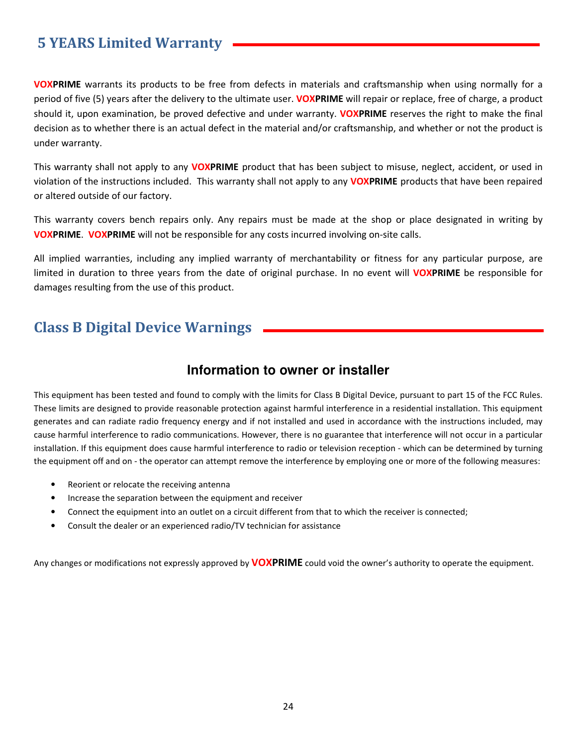## 5 YEARS Limited Warranty

**VOXPRIME** warrants its products to be free from defects in materials and craftsmanship when using normally for a period of five (5) years after the delivery to the ultimate user. **VOXPRIME** will repair or replace, free of charge, a product should it, upon examination, be proved defective and under warranty. **VOXPRIME** reserves the right to make the final decision as to whether there is an actual defect in the material and/or craftsmanship, and whether or not the product is under warranty.

This warranty shall not apply to any **VOXPRIME** product that has been subject to misuse, neglect, accident, or used in violation of the instructions included. This warranty shall not apply to any **VOXPRIME** products that have been repaired or altered outside of our factory.

This warranty covers bench repairs only. Any repairs must be made at the shop or place designated in writing by **VOXPRIME**. **VOXPRIME** will not be responsible for any costs incurred involving on-site calls.

All implied warranties, including any implied warranty of merchantability or fitness for any particular purpose, are limited in duration to three years from the date of original purchase. In no event will **VOXPRIME** be responsible for damages resulting from the use of this product.

## Class B Digital Device Warnings

### Information to owner or installer

This equipment has been tested and found to comply with the limits for Class B Digital Device, pursuant to part 15 of the FCC Rules. These limits are designed to provide reasonable protection against harmful interference in a residential installation. This equipment generates and can radiate radio frequency energy and if not installed and used in accordance with the instructions included, may cause harmful interference to radio communications. However, there is no guarantee that interference will not occur in a particular installation. If this equipment does cause harmful interference to radio or television reception - which can be determined by turning the equipment off and on - the operator can attempt remove the interference by employing one or more of the following measures:

- Reorient or relocate the receiving antenna
- Increase the separation between the equipment and receiver
- Connect the equipment into an outlet on a circuit different from that to which the receiver is connected;
- Consult the dealer or an experienced radio/TV technician for assistance

Any changes or modifications not expressly approved by **VOXPRIME** could void the owner's authority to operate the equipment.